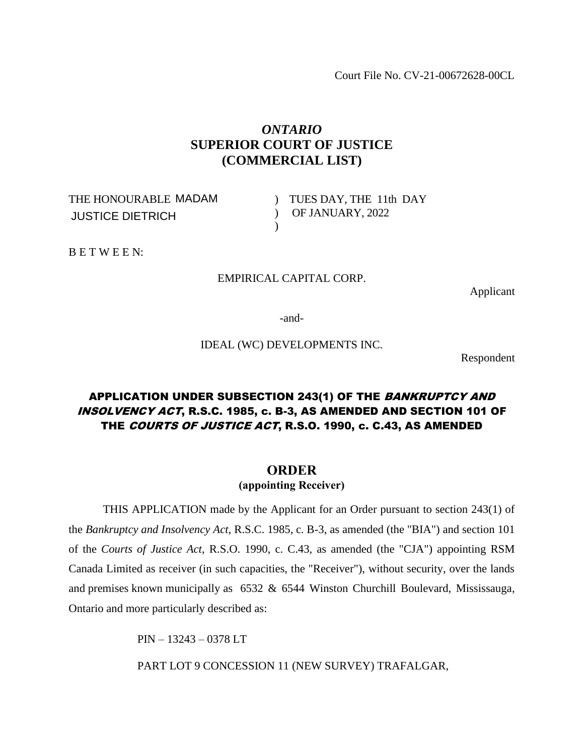Court File No. CV-21-00672628-00CL

# *ONTARIO*
# SUPERIOR COURT OF JUSTICE
# (COMMERCIAL LIST)

| | | |
|---|---|---|
| THE HONOURABLE MADAM | ) | TUES DAY, THE 11th DAY |
| JUSTICE DIETRICH | ) | OF JANUARY, 2022 |
| | ) | |

B E T W E E N:

EMPIRICAL CAPITAL CORP.

Applicant

-and-

IDEAL (WC) DEVELOPMENTS INC.

Respondent

**APPLICATION UNDER SUBSECTION 243(1) OF THE *BANKRUPTCY AND INSOLVENCY ACT*, R.S.C. 1985, c. B-3, AS AMENDED AND SECTION 101 OF THE *COURTS OF JUSTICE ACT*, R.S.O. 1990, c. C.43, AS AMENDED**

## ORDER
**(appointing Receiver)**

THIS APPLICATION made by the Applicant for an Order pursuant to section 243(1) of the *Bankruptcy and Insolvency Act*, R.S.C. 1985, c. B-3, as amended (the "BIA") and section 101 of the *Courts of Justice Act*, R.S.O. 1990, c. C.43, as amended (the "CJA") appointing RSM Canada Limited as receiver (in such capacities, the "Receiver"), without security, over the lands and premises known municipally as 6532 & 6544 Winston Churchill Boulevard, Mississauga, Ontario and more particularly described as:

PIN – 13243 – 0378 LT

PART LOT 9 CONCESSION 11 (NEW SURVEY) TRAFALGAR,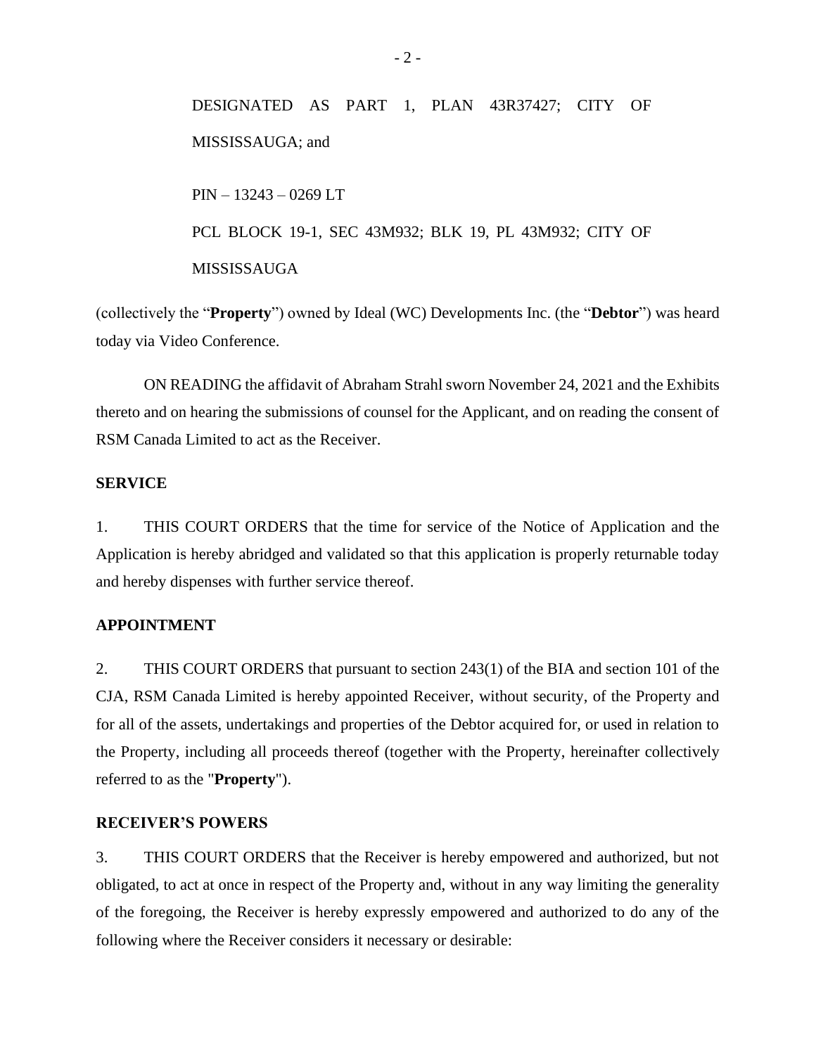DESIGNATED AS PART 1, PLAN 43R37427; CITY OF MISSISSAUGA; and

PIN – 13243 – 0269 LT

PCL BLOCK 19-1, SEC 43M932; BLK 19, PL 43M932; CITY OF MISSISSAUGA

(collectively the "**Property**") owned by Ideal (WC) Developments Inc. (the "**Debtor**") was heard today via Video Conference.

ON READING the affidavit of Abraham Strahl sworn November 24, 2021 and the Exhibits thereto and on hearing the submissions of counsel for the Applicant, and on reading the consent of RSM Canada Limited to act as the Receiver.

**SERVICE**

1. THIS COURT ORDERS that the time for service of the Notice of Application and the Application is hereby abridged and validated so that this application is properly returnable today and hereby dispenses with further service thereof.

**APPOINTMENT**

2. THIS COURT ORDERS that pursuant to section 243(1) of the BIA and section 101 of the CJA, RSM Canada Limited is hereby appointed Receiver, without security, of the Property and for all of the assets, undertakings and properties of the Debtor acquired for, or used in relation to the Property, including all proceeds thereof (together with the Property, hereinafter collectively referred to as the "**Property**").

**RECEIVER'S POWERS**

3. THIS COURT ORDERS that the Receiver is hereby empowered and authorized, but not obligated, to act at once in respect of the Property and, without in any way limiting the generality of the foregoing, the Receiver is hereby expressly empowered and authorized to do any of the following where the Receiver considers it necessary or desirable: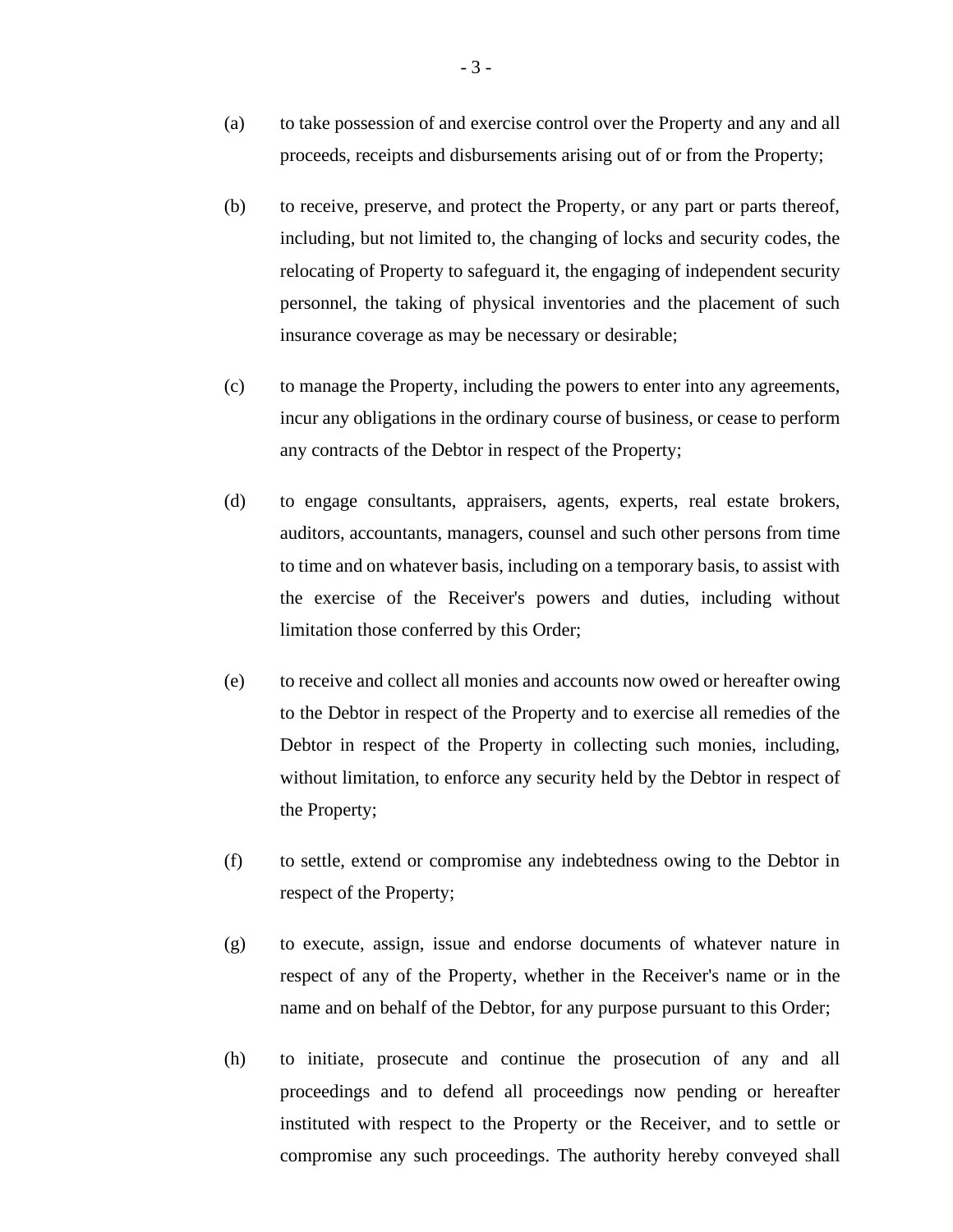(a) to take possession of and exercise control over the Property and any and all proceeds, receipts and disbursements arising out of or from the Property;

(b) to receive, preserve, and protect the Property, or any part or parts thereof, including, but not limited to, the changing of locks and security codes, the relocating of Property to safeguard it, the engaging of independent security personnel, the taking of physical inventories and the placement of such insurance coverage as may be necessary or desirable;

(c) to manage the Property, including the powers to enter into any agreements, incur any obligations in the ordinary course of business, or cease to perform any contracts of the Debtor in respect of the Property;

(d) to engage consultants, appraisers, agents, experts, real estate brokers, auditors, accountants, managers, counsel and such other persons from time to time and on whatever basis, including on a temporary basis, to assist with the exercise of the Receiver's powers and duties, including without limitation those conferred by this Order;

(e) to receive and collect all monies and accounts now owed or hereafter owing to the Debtor in respect of the Property and to exercise all remedies of the Debtor in respect of the Property in collecting such monies, including, without limitation, to enforce any security held by the Debtor in respect of the Property;

(f) to settle, extend or compromise any indebtedness owing to the Debtor in respect of the Property;

(g) to execute, assign, issue and endorse documents of whatever nature in respect of any of the Property, whether in the Receiver's name or in the name and on behalf of the Debtor, for any purpose pursuant to this Order;

(h) to initiate, prosecute and continue the prosecution of any and all proceedings and to defend all proceedings now pending or hereafter instituted with respect to the Property or the Receiver, and to settle or compromise any such proceedings. The authority hereby conveyed shall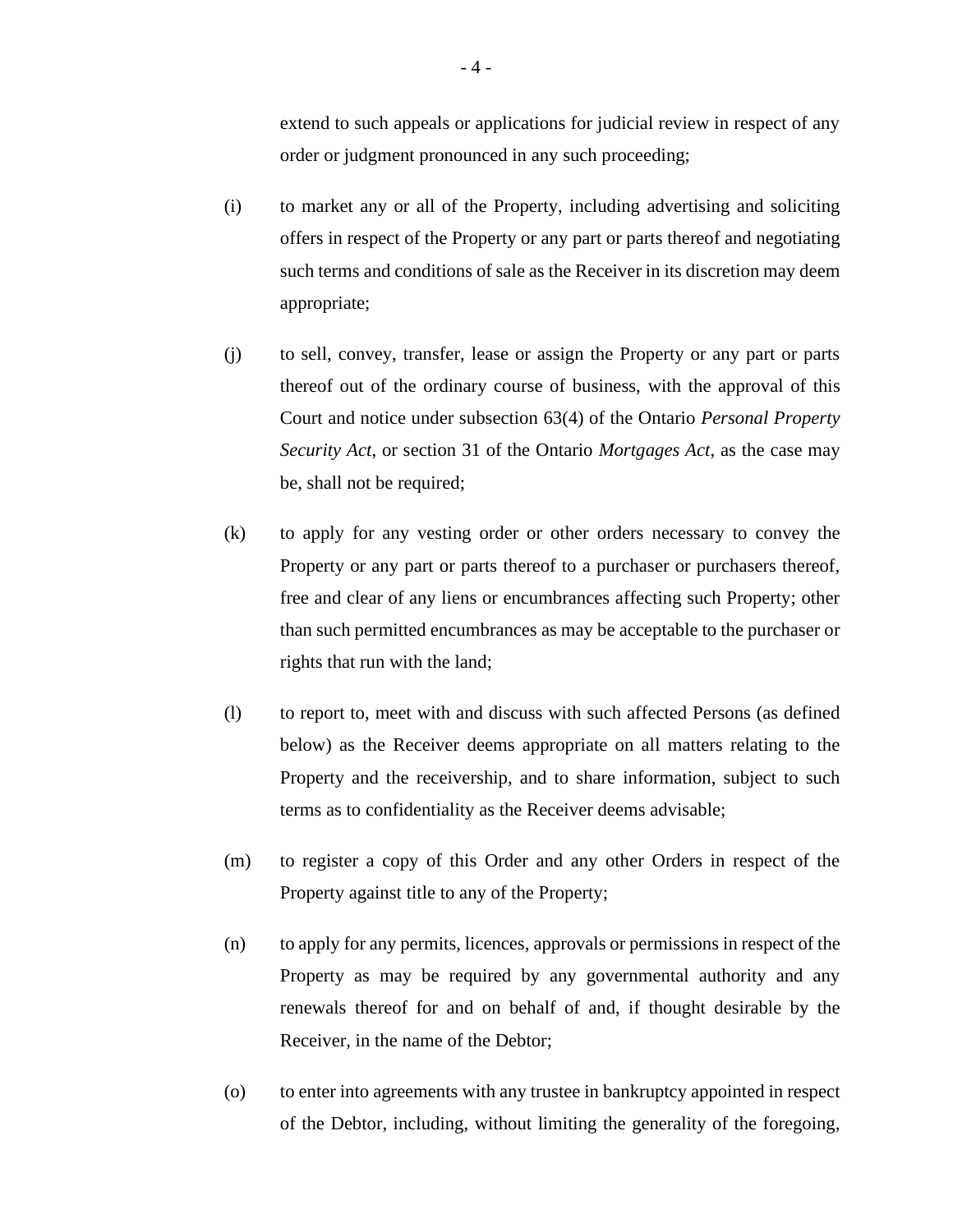extend to such appeals or applications for judicial review in respect of any order or judgment pronounced in any such proceeding;

(i) to market any or all of the Property, including advertising and soliciting offers in respect of the Property or any part or parts thereof and negotiating such terms and conditions of sale as the Receiver in its discretion may deem appropriate;

(j) to sell, convey, transfer, lease or assign the Property or any part or parts thereof out of the ordinary course of business, with the approval of this Court and notice under subsection 63(4) of the Ontario *Personal Property Security Act*, or section 31 of the Ontario *Mortgages Act*, as the case may be, shall not be required;

(k) to apply for any vesting order or other orders necessary to convey the Property or any part or parts thereof to a purchaser or purchasers thereof, free and clear of any liens or encumbrances affecting such Property; other than such permitted encumbrances as may be acceptable to the purchaser or rights that run with the land;

(l) to report to, meet with and discuss with such affected Persons (as defined below) as the Receiver deems appropriate on all matters relating to the Property and the receivership, and to share information, subject to such terms as to confidentiality as the Receiver deems advisable;

(m) to register a copy of this Order and any other Orders in respect of the Property against title to any of the Property;

(n) to apply for any permits, licences, approvals or permissions in respect of the Property as may be required by any governmental authority and any renewals thereof for and on behalf of and, if thought desirable by the Receiver, in the name of the Debtor;

(o) to enter into agreements with any trustee in bankruptcy appointed in respect of the Debtor, including, without limiting the generality of the foregoing,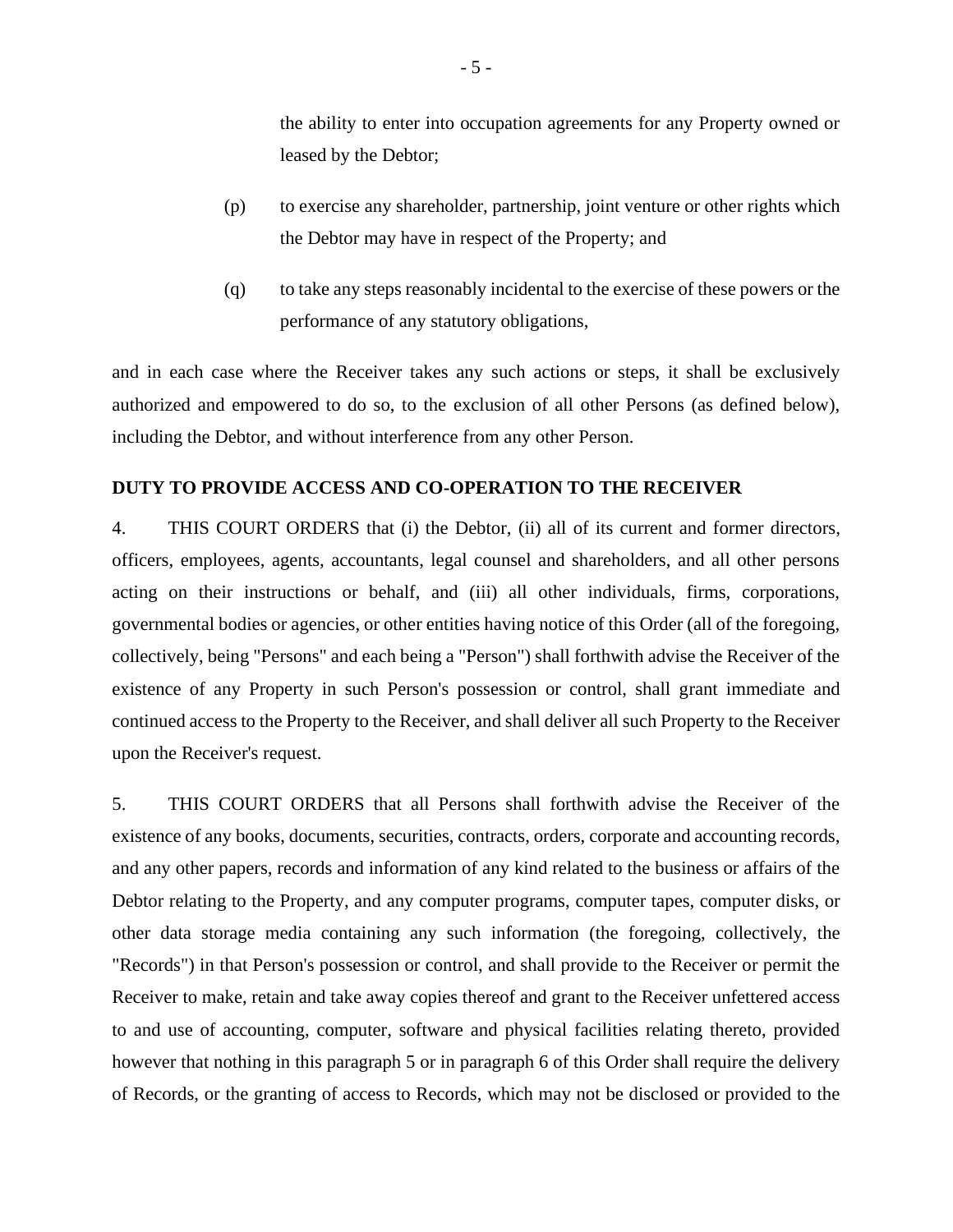the ability to enter into occupation agreements for any Property owned or leased by the Debtor;

(p) to exercise any shareholder, partnership, joint venture or other rights which the Debtor may have in respect of the Property; and

(q) to take any steps reasonably incidental to the exercise of these powers or the performance of any statutory obligations,

and in each case where the Receiver takes any such actions or steps, it shall be exclusively authorized and empowered to do so, to the exclusion of all other Persons (as defined below), including the Debtor, and without interference from any other Person.

**DUTY TO PROVIDE ACCESS AND CO-OPERATION TO THE RECEIVER**

4. THIS COURT ORDERS that (i) the Debtor, (ii) all of its current and former directors, officers, employees, agents, accountants, legal counsel and shareholders, and all other persons acting on their instructions or behalf, and (iii) all other individuals, firms, corporations, governmental bodies or agencies, or other entities having notice of this Order (all of the foregoing, collectively, being "Persons" and each being a "Person") shall forthwith advise the Receiver of the existence of any Property in such Person's possession or control, shall grant immediate and continued access to the Property to the Receiver, and shall deliver all such Property to the Receiver upon the Receiver's request.

5. THIS COURT ORDERS that all Persons shall forthwith advise the Receiver of the existence of any books, documents, securities, contracts, orders, corporate and accounting records, and any other papers, records and information of any kind related to the business or affairs of the Debtor relating to the Property, and any computer programs, computer tapes, computer disks, or other data storage media containing any such information (the foregoing, collectively, the "Records") in that Person's possession or control, and shall provide to the Receiver or permit the Receiver to make, retain and take away copies thereof and grant to the Receiver unfettered access to and use of accounting, computer, software and physical facilities relating thereto, provided however that nothing in this paragraph 5 or in paragraph 6 of this Order shall require the delivery of Records, or the granting of access to Records, which may not be disclosed or provided to the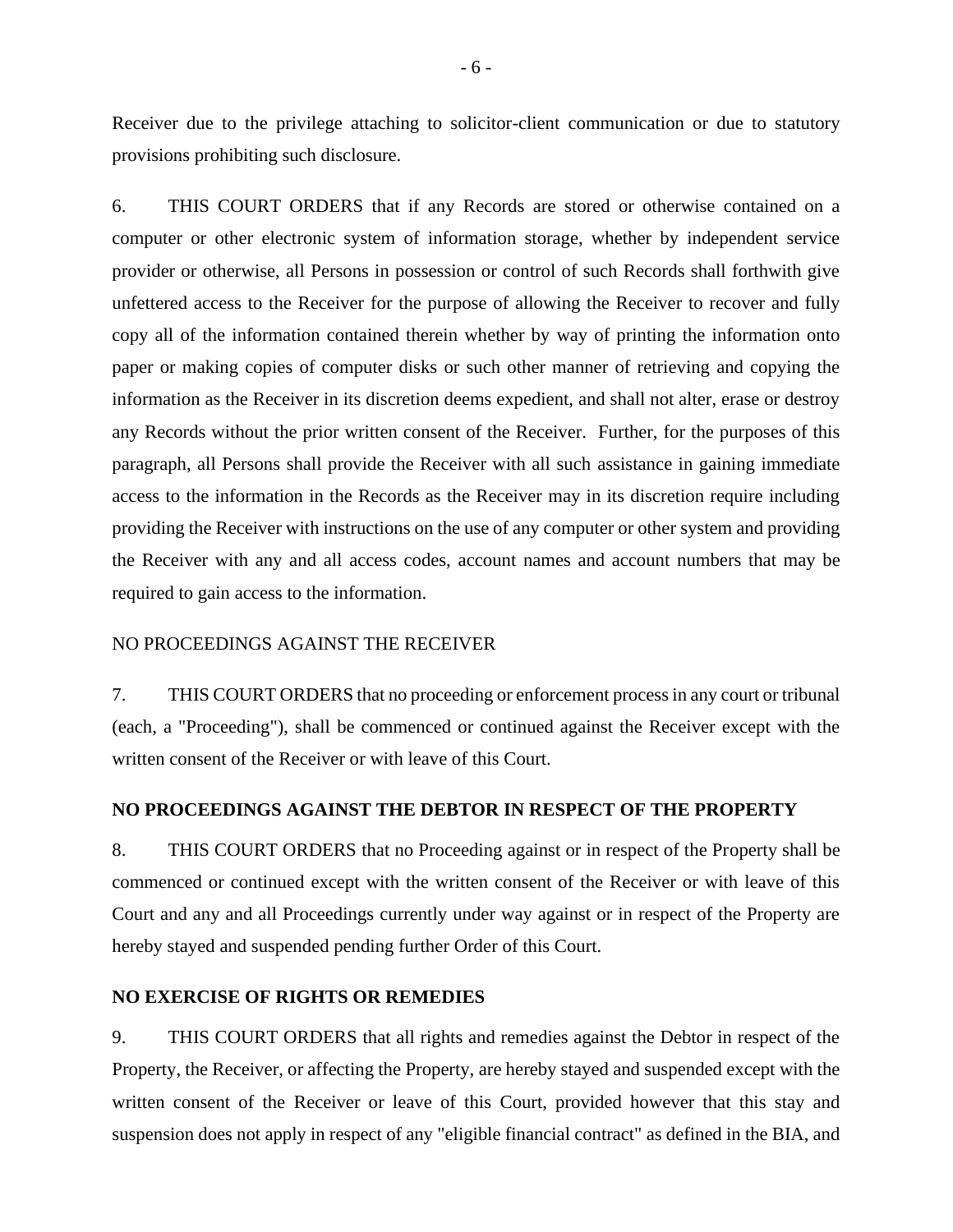Receiver due to the privilege attaching to solicitor-client communication or due to statutory provisions prohibiting such disclosure.

6. THIS COURT ORDERS that if any Records are stored or otherwise contained on a computer or other electronic system of information storage, whether by independent service provider or otherwise, all Persons in possession or control of such Records shall forthwith give unfettered access to the Receiver for the purpose of allowing the Receiver to recover and fully copy all of the information contained therein whether by way of printing the information onto paper or making copies of computer disks or such other manner of retrieving and copying the information as the Receiver in its discretion deems expedient, and shall not alter, erase or destroy any Records without the prior written consent of the Receiver. Further, for the purposes of this paragraph, all Persons shall provide the Receiver with all such assistance in gaining immediate access to the information in the Records as the Receiver may in its discretion require including providing the Receiver with instructions on the use of any computer or other system and providing the Receiver with any and all access codes, account names and account numbers that may be required to gain access to the information.

NO PROCEEDINGS AGAINST THE RECEIVER

7. THIS COURT ORDERS that no proceeding or enforcement process in any court or tribunal (each, a "Proceeding"), shall be commenced or continued against the Receiver except with the written consent of the Receiver or with leave of this Court.

**NO PROCEEDINGS AGAINST THE DEBTOR IN RESPECT OF THE PROPERTY**

8. THIS COURT ORDERS that no Proceeding against or in respect of the Property shall be commenced or continued except with the written consent of the Receiver or with leave of this Court and any and all Proceedings currently under way against or in respect of the Property are hereby stayed and suspended pending further Order of this Court.

**NO EXERCISE OF RIGHTS OR REMEDIES**

9. THIS COURT ORDERS that all rights and remedies against the Debtor in respect of the Property, the Receiver, or affecting the Property, are hereby stayed and suspended except with the written consent of the Receiver or leave of this Court, provided however that this stay and suspension does not apply in respect of any "eligible financial contract" as defined in the BIA, and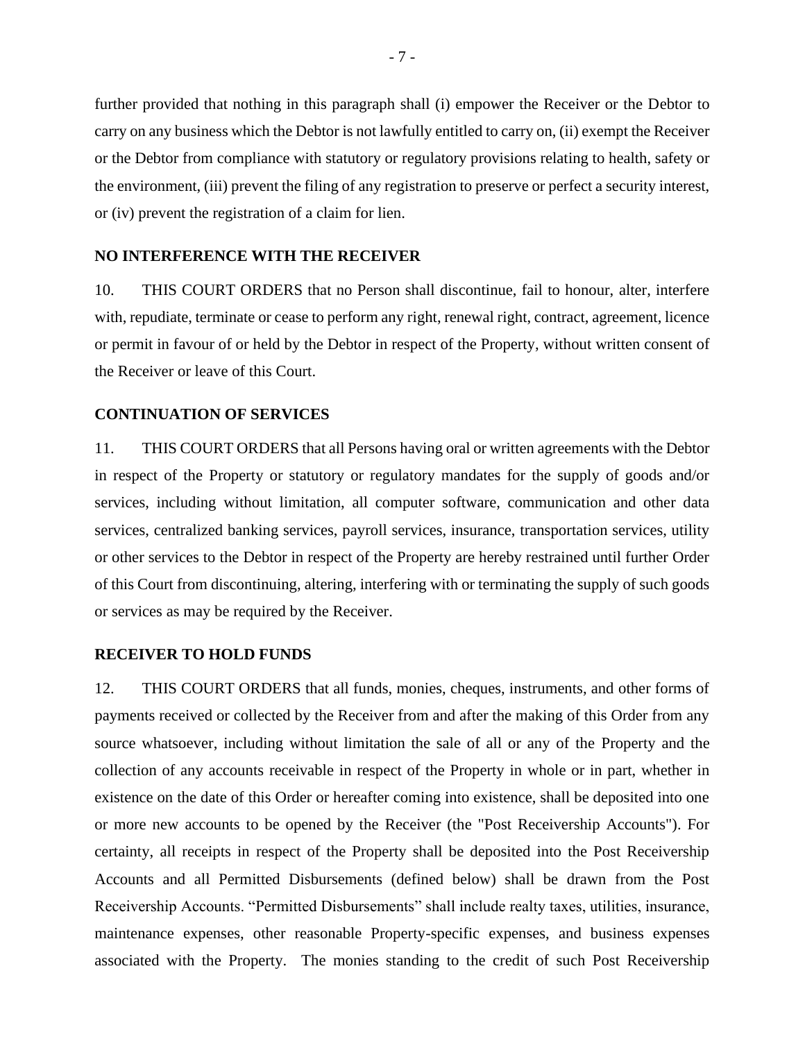further provided that nothing in this paragraph shall (i) empower the Receiver or the Debtor to carry on any business which the Debtor is not lawfully entitled to carry on, (ii) exempt the Receiver or the Debtor from compliance with statutory or regulatory provisions relating to health, safety or the environment, (iii) prevent the filing of any registration to preserve or perfect a security interest, or (iv) prevent the registration of a claim for lien.

**NO INTERFERENCE WITH THE RECEIVER**

10. THIS COURT ORDERS that no Person shall discontinue, fail to honour, alter, interfere with, repudiate, terminate or cease to perform any right, renewal right, contract, agreement, licence or permit in favour of or held by the Debtor in respect of the Property, without written consent of the Receiver or leave of this Court.

**CONTINUATION OF SERVICES**

11. THIS COURT ORDERS that all Persons having oral or written agreements with the Debtor in respect of the Property or statutory or regulatory mandates for the supply of goods and/or services, including without limitation, all computer software, communication and other data services, centralized banking services, payroll services, insurance, transportation services, utility or other services to the Debtor in respect of the Property are hereby restrained until further Order of this Court from discontinuing, altering, interfering with or terminating the supply of such goods or services as may be required by the Receiver.

**RECEIVER TO HOLD FUNDS**

12. THIS COURT ORDERS that all funds, monies, cheques, instruments, and other forms of payments received or collected by the Receiver from and after the making of this Order from any source whatsoever, including without limitation the sale of all or any of the Property and the collection of any accounts receivable in respect of the Property in whole or in part, whether in existence on the date of this Order or hereafter coming into existence, shall be deposited into one or more new accounts to be opened by the Receiver (the "Post Receivership Accounts"). For certainty, all receipts in respect of the Property shall be deposited into the Post Receivership Accounts and all Permitted Disbursements (defined below) shall be drawn from the Post Receivership Accounts. "Permitted Disbursements" shall include realty taxes, utilities, insurance, maintenance expenses, other reasonable Property-specific expenses, and business expenses associated with the Property. The monies standing to the credit of such Post Receivership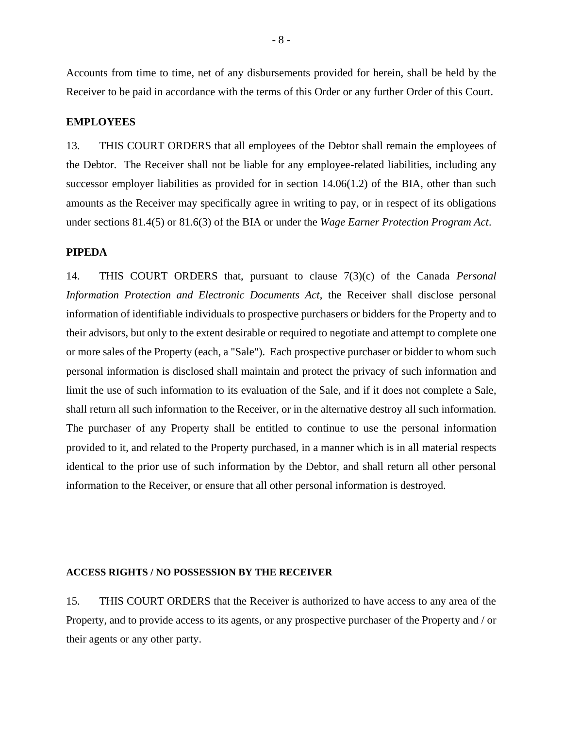Accounts from time to time, net of any disbursements provided for herein, shall be held by the Receiver to be paid in accordance with the terms of this Order or any further Order of this Court.

**EMPLOYEES**

13. THIS COURT ORDERS that all employees of the Debtor shall remain the employees of the Debtor. The Receiver shall not be liable for any employee-related liabilities, including any successor employer liabilities as provided for in section 14.06(1.2) of the BIA, other than such amounts as the Receiver may specifically agree in writing to pay, or in respect of its obligations under sections 81.4(5) or 81.6(3) of the BIA or under the *Wage Earner Protection Program Act*.

**PIPEDA**

14. THIS COURT ORDERS that, pursuant to clause 7(3)(c) of the Canada *Personal Information Protection and Electronic Documents Act*, the Receiver shall disclose personal information of identifiable individuals to prospective purchasers or bidders for the Property and to their advisors, but only to the extent desirable or required to negotiate and attempt to complete one or more sales of the Property (each, a "Sale"). Each prospective purchaser or bidder to whom such personal information is disclosed shall maintain and protect the privacy of such information and limit the use of such information to its evaluation of the Sale, and if it does not complete a Sale, shall return all such information to the Receiver, or in the alternative destroy all such information. The purchaser of any Property shall be entitled to continue to use the personal information provided to it, and related to the Property purchased, in a manner which is in all material respects identical to the prior use of such information by the Debtor, and shall return all other personal information to the Receiver, or ensure that all other personal information is destroyed.

**ACCESS RIGHTS / NO POSSESSION BY THE RECEIVER**

15. THIS COURT ORDERS that the Receiver is authorized to have access to any area of the Property, and to provide access to its agents, or any prospective purchaser of the Property and / or their agents or any other party.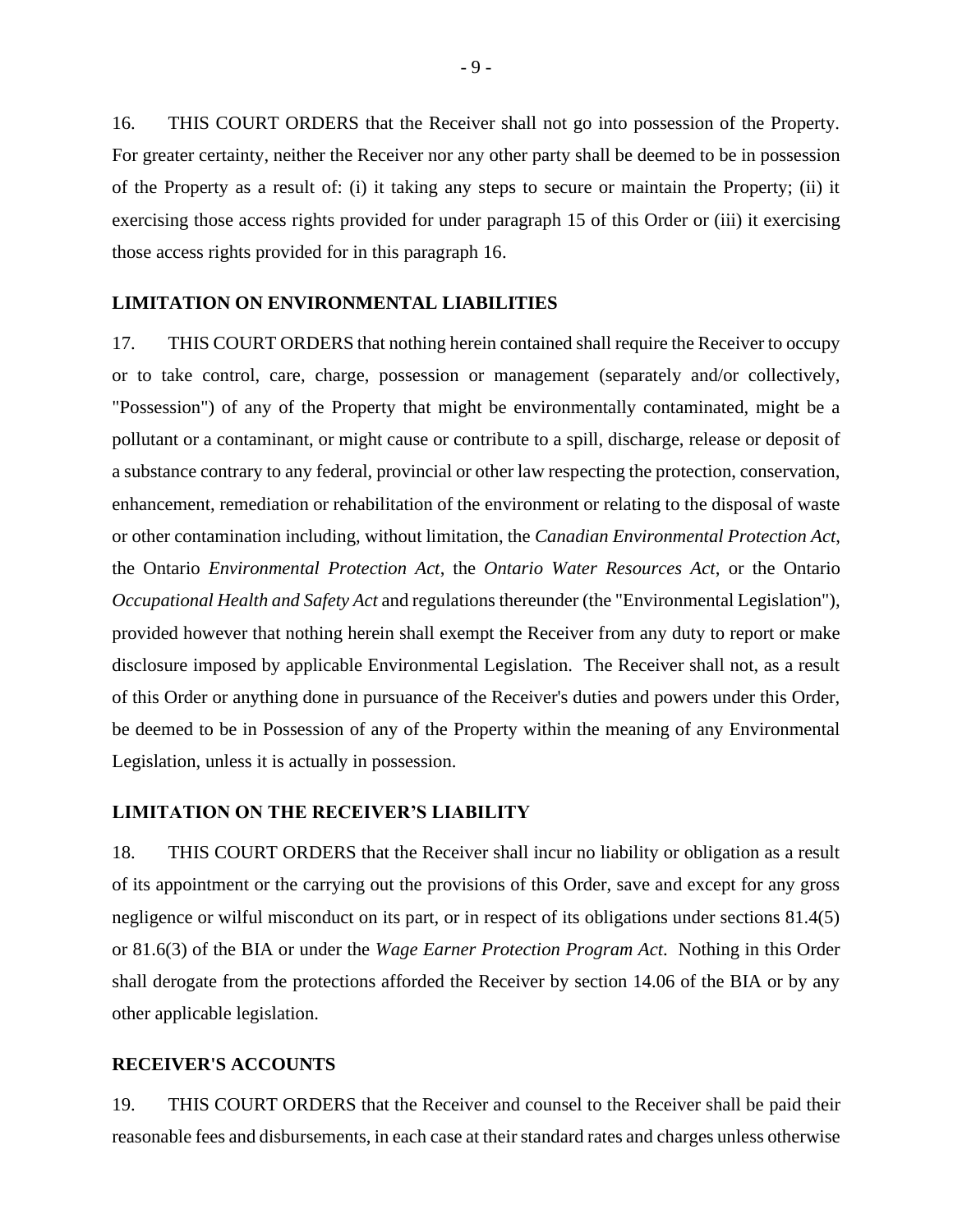16. THIS COURT ORDERS that the Receiver shall not go into possession of the Property. For greater certainty, neither the Receiver nor any other party shall be deemed to be in possession of the Property as a result of: (i) it taking any steps to secure or maintain the Property; (ii) it exercising those access rights provided for under paragraph 15 of this Order or (iii) it exercising those access rights provided for in this paragraph 16.

**LIMITATION ON ENVIRONMENTAL LIABILITIES**

17. THIS COURT ORDERS that nothing herein contained shall require the Receiver to occupy or to take control, care, charge, possession or management (separately and/or collectively, "Possession") of any of the Property that might be environmentally contaminated, might be a pollutant or a contaminant, or might cause or contribute to a spill, discharge, release or deposit of a substance contrary to any federal, provincial or other law respecting the protection, conservation, enhancement, remediation or rehabilitation of the environment or relating to the disposal of waste or other contamination including, without limitation, the *Canadian Environmental Protection Act*, the Ontario *Environmental Protection Act*, the *Ontario Water Resources Act*, or the Ontario *Occupational Health and Safety Act* and regulations thereunder (the "Environmental Legislation"), provided however that nothing herein shall exempt the Receiver from any duty to report or make disclosure imposed by applicable Environmental Legislation. The Receiver shall not, as a result of this Order or anything done in pursuance of the Receiver's duties and powers under this Order, be deemed to be in Possession of any of the Property within the meaning of any Environmental Legislation, unless it is actually in possession.

**LIMITATION ON THE RECEIVER'S LIABILITY**

18. THIS COURT ORDERS that the Receiver shall incur no liability or obligation as a result of its appointment or the carrying out the provisions of this Order, save and except for any gross negligence or wilful misconduct on its part, or in respect of its obligations under sections 81.4(5) or 81.6(3) of the BIA or under the *Wage Earner Protection Program Act*. Nothing in this Order shall derogate from the protections afforded the Receiver by section 14.06 of the BIA or by any other applicable legislation.

**RECEIVER'S ACCOUNTS**

19. THIS COURT ORDERS that the Receiver and counsel to the Receiver shall be paid their reasonable fees and disbursements, in each case at their standard rates and charges unless otherwise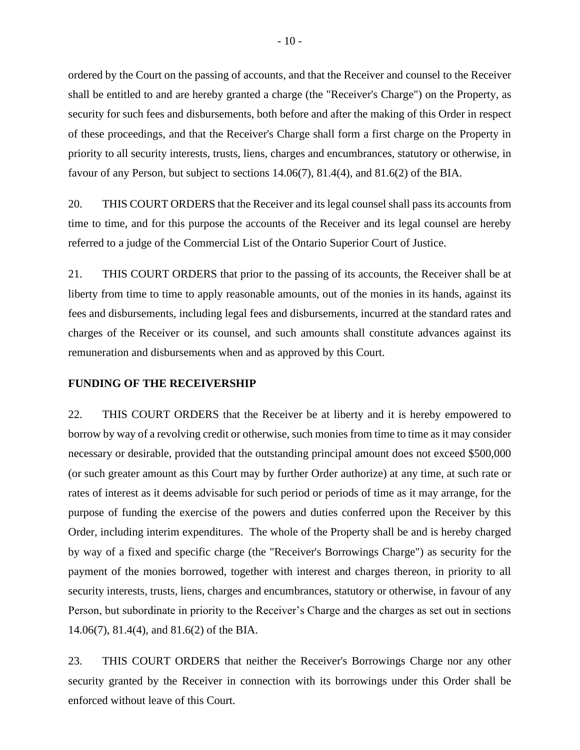ordered by the Court on the passing of accounts, and that the Receiver and counsel to the Receiver shall be entitled to and are hereby granted a charge (the "Receiver's Charge") on the Property, as security for such fees and disbursements, both before and after the making of this Order in respect of these proceedings, and that the Receiver's Charge shall form a first charge on the Property in priority to all security interests, trusts, liens, charges and encumbrances, statutory or otherwise, in favour of any Person, but subject to sections 14.06(7), 81.4(4), and 81.6(2) of the BIA.

20. THIS COURT ORDERS that the Receiver and its legal counsel shall pass its accounts from time to time, and for this purpose the accounts of the Receiver and its legal counsel are hereby referred to a judge of the Commercial List of the Ontario Superior Court of Justice.

21. THIS COURT ORDERS that prior to the passing of its accounts, the Receiver shall be at liberty from time to time to apply reasonable amounts, out of the monies in its hands, against its fees and disbursements, including legal fees and disbursements, incurred at the standard rates and charges of the Receiver or its counsel, and such amounts shall constitute advances against its remuneration and disbursements when and as approved by this Court.

**FUNDING OF THE RECEIVERSHIP**

22. THIS COURT ORDERS that the Receiver be at liberty and it is hereby empowered to borrow by way of a revolving credit or otherwise, such monies from time to time as it may consider necessary or desirable, provided that the outstanding principal amount does not exceed $500,000 (or such greater amount as this Court may by further Order authorize) at any time, at such rate or rates of interest as it deems advisable for such period or periods of time as it may arrange, for the purpose of funding the exercise of the powers and duties conferred upon the Receiver by this Order, including interim expenditures. The whole of the Property shall be and is hereby charged by way of a fixed and specific charge (the "Receiver's Borrowings Charge") as security for the payment of the monies borrowed, together with interest and charges thereon, in priority to all security interests, trusts, liens, charges and encumbrances, statutory or otherwise, in favour of any Person, but subordinate in priority to the Receiver's Charge and the charges as set out in sections 14.06(7), 81.4(4), and 81.6(2) of the BIA.

23. THIS COURT ORDERS that neither the Receiver's Borrowings Charge nor any other security granted by the Receiver in connection with its borrowings under this Order shall be enforced without leave of this Court.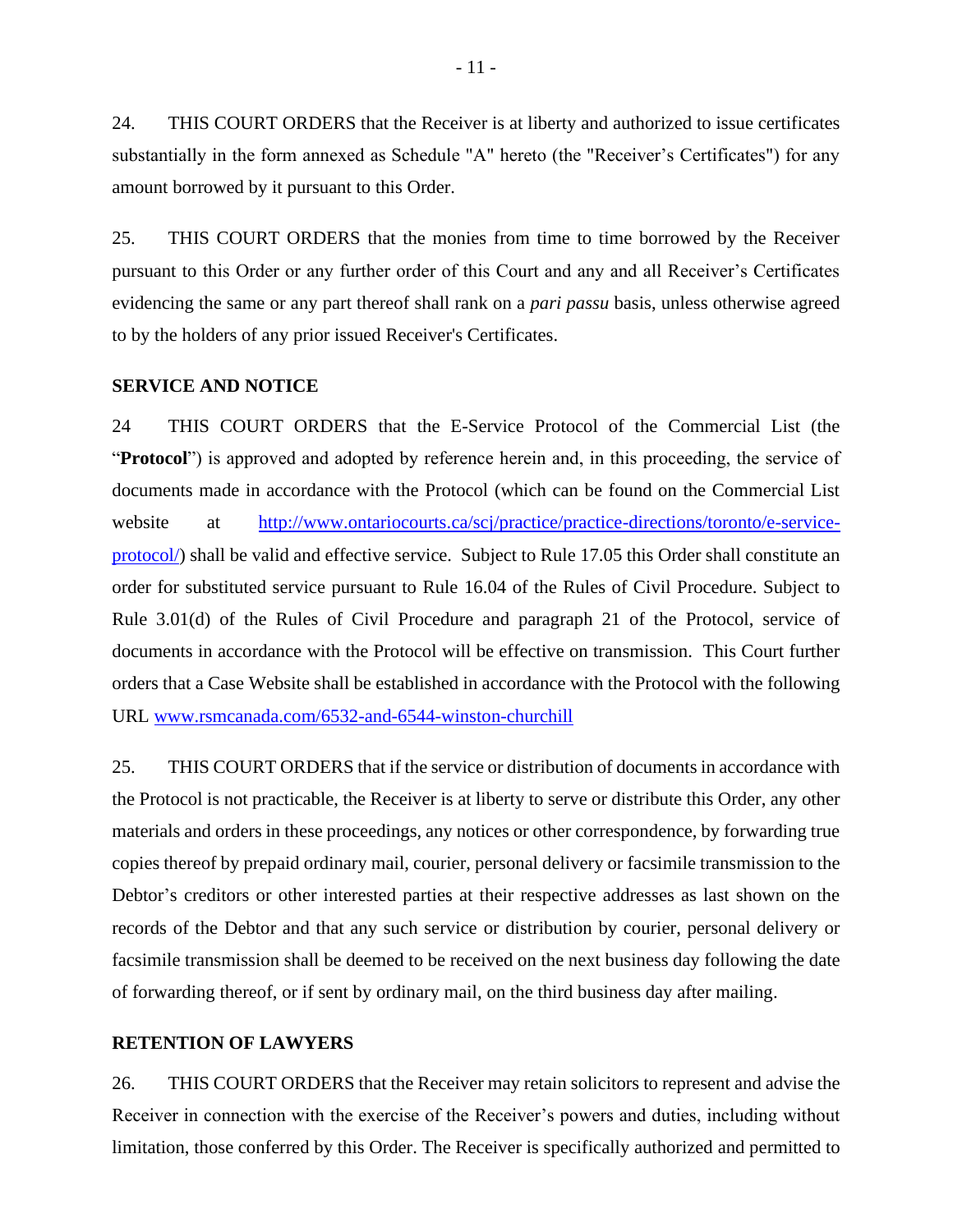24. THIS COURT ORDERS that the Receiver is at liberty and authorized to issue certificates substantially in the form annexed as Schedule "A" hereto (the "Receiver's Certificates") for any amount borrowed by it pursuant to this Order.

25. THIS COURT ORDERS that the monies from time to time borrowed by the Receiver pursuant to this Order or any further order of this Court and any and all Receiver's Certificates evidencing the same or any part thereof shall rank on a *pari passu* basis, unless otherwise agreed to by the holders of any prior issued Receiver's Certificates.

**SERVICE AND NOTICE**

24 THIS COURT ORDERS that the E-Service Protocol of the Commercial List (the "**Protocol**") is approved and adopted by reference herein and, in this proceeding, the service of documents made in accordance with the Protocol (which can be found on the Commercial List website at http://www.ontariocourts.ca/scj/practice/practice-directions/toronto/e-service-protocol/) shall be valid and effective service. Subject to Rule 17.05 this Order shall constitute an order for substituted service pursuant to Rule 16.04 of the Rules of Civil Procedure. Subject to Rule 3.01(d) of the Rules of Civil Procedure and paragraph 21 of the Protocol, service of documents in accordance with the Protocol will be effective on transmission. This Court further orders that a Case Website shall be established in accordance with the Protocol with the following URL www.rsmcanada.com/6532-and-6544-winston-churchill

25. THIS COURT ORDERS that if the service or distribution of documents in accordance with the Protocol is not practicable, the Receiver is at liberty to serve or distribute this Order, any other materials and orders in these proceedings, any notices or other correspondence, by forwarding true copies thereof by prepaid ordinary mail, courier, personal delivery or facsimile transmission to the Debtor's creditors or other interested parties at their respective addresses as last shown on the records of the Debtor and that any such service or distribution by courier, personal delivery or facsimile transmission shall be deemed to be received on the next business day following the date of forwarding thereof, or if sent by ordinary mail, on the third business day after mailing.

**RETENTION OF LAWYERS**

26. THIS COURT ORDERS that the Receiver may retain solicitors to represent and advise the Receiver in connection with the exercise of the Receiver's powers and duties, including without limitation, those conferred by this Order. The Receiver is specifically authorized and permitted to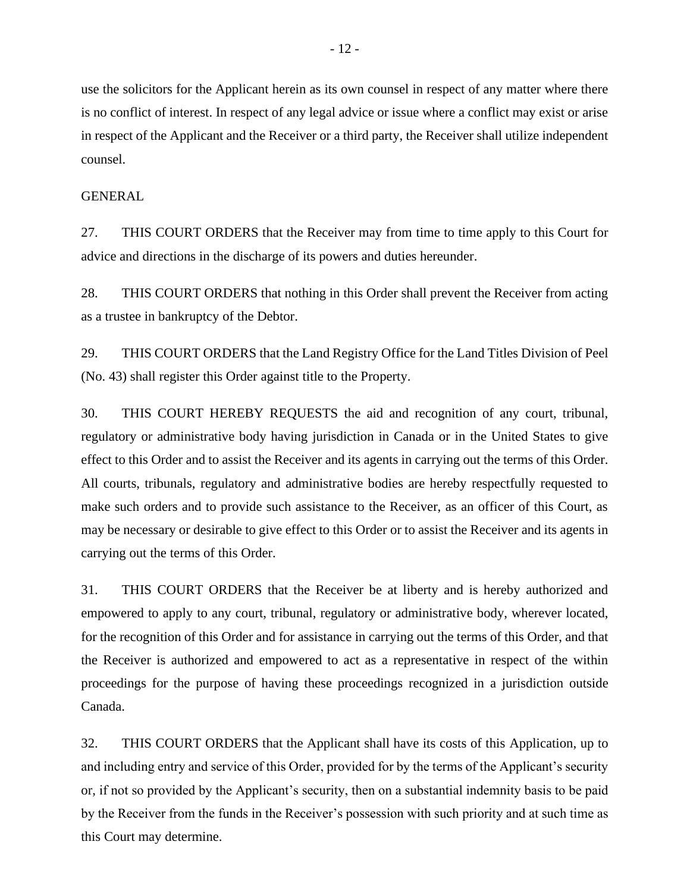use the solicitors for the Applicant herein as its own counsel in respect of any matter where there is no conflict of interest. In respect of any legal advice or issue where a conflict may exist or arise in respect of the Applicant and the Receiver or a third party, the Receiver shall utilize independent counsel.

GENERAL

27. THIS COURT ORDERS that the Receiver may from time to time apply to this Court for advice and directions in the discharge of its powers and duties hereunder.

28. THIS COURT ORDERS that nothing in this Order shall prevent the Receiver from acting as a trustee in bankruptcy of the Debtor.

29. THIS COURT ORDERS that the Land Registry Office for the Land Titles Division of Peel (No. 43) shall register this Order against title to the Property.

30. THIS COURT HEREBY REQUESTS the aid and recognition of any court, tribunal, regulatory or administrative body having jurisdiction in Canada or in the United States to give effect to this Order and to assist the Receiver and its agents in carrying out the terms of this Order. All courts, tribunals, regulatory and administrative bodies are hereby respectfully requested to make such orders and to provide such assistance to the Receiver, as an officer of this Court, as may be necessary or desirable to give effect to this Order or to assist the Receiver and its agents in carrying out the terms of this Order.

31. THIS COURT ORDERS that the Receiver be at liberty and is hereby authorized and empowered to apply to any court, tribunal, regulatory or administrative body, wherever located, for the recognition of this Order and for assistance in carrying out the terms of this Order, and that the Receiver is authorized and empowered to act as a representative in respect of the within proceedings for the purpose of having these proceedings recognized in a jurisdiction outside Canada.

32. THIS COURT ORDERS that the Applicant shall have its costs of this Application, up to and including entry and service of this Order, provided for by the terms of the Applicant's security or, if not so provided by the Applicant's security, then on a substantial indemnity basis to be paid by the Receiver from the funds in the Receiver's possession with such priority and at such time as this Court may determine.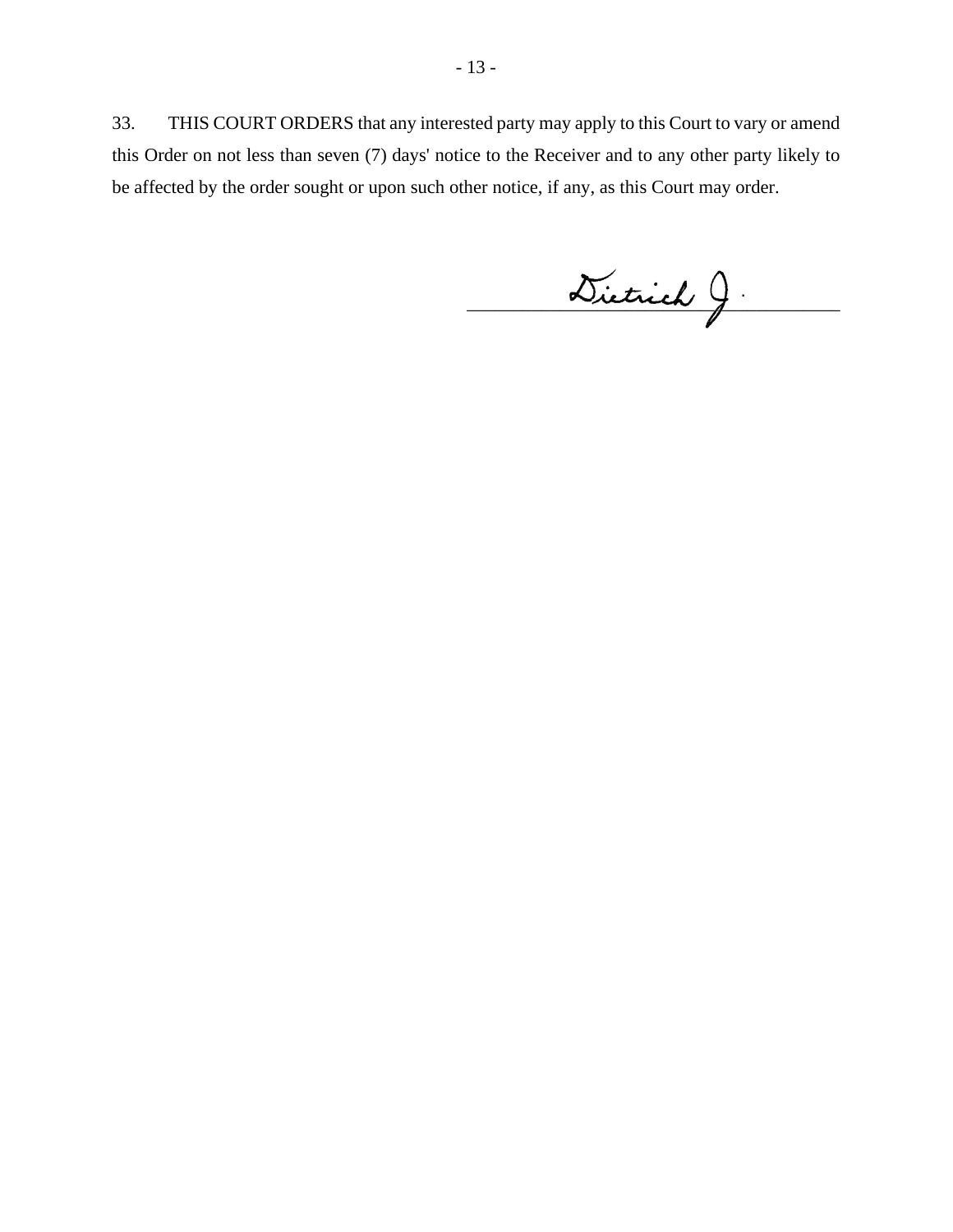33. THIS COURT ORDERS that any interested party may apply to this Court to vary or amend this Order on not less than seven (7) days' notice to the Receiver and to any other party likely to be affected by the order sought or upon such other notice, if any, as this Court may order.

Dietrich J.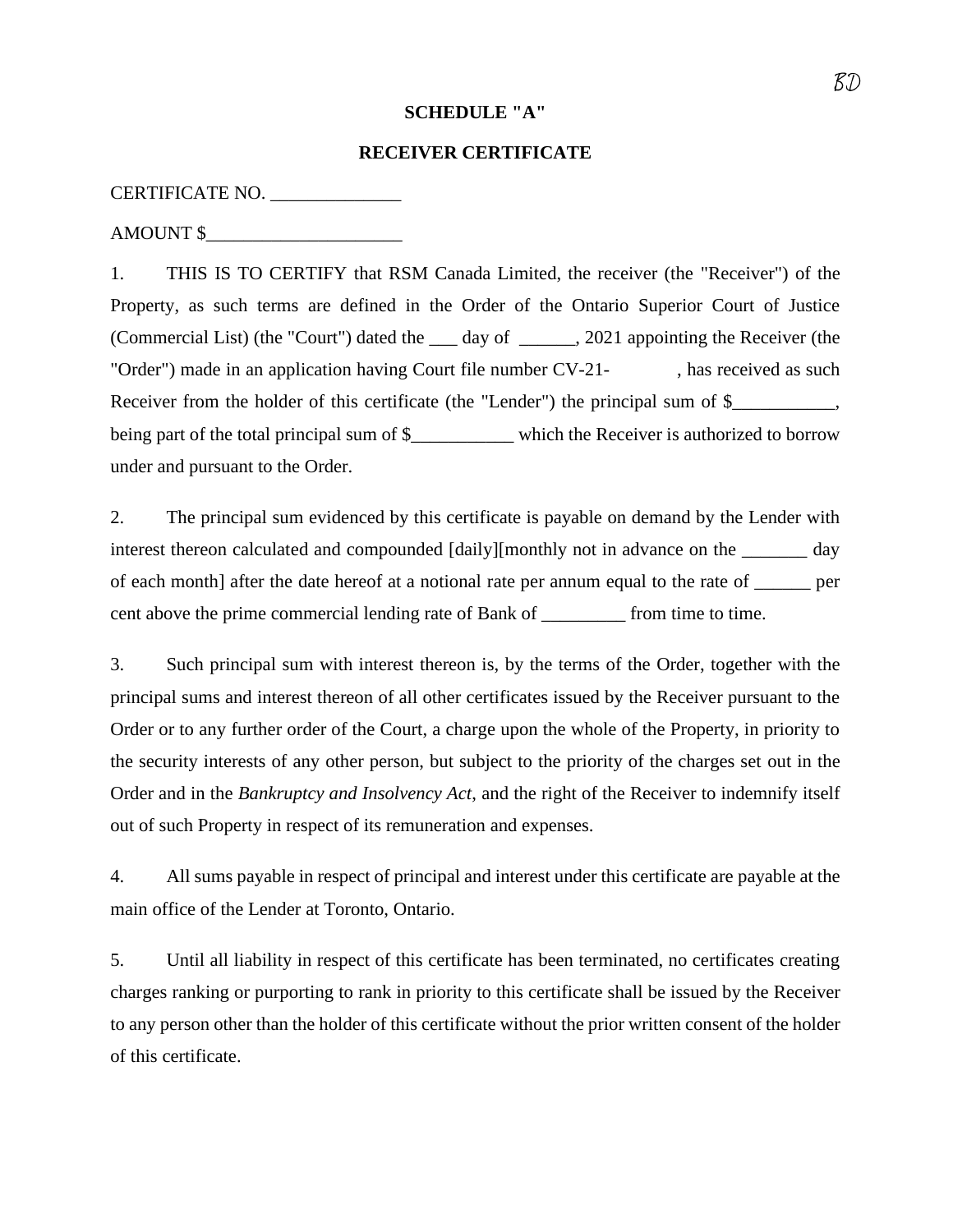BD

**SCHEDULE "A"**

**RECEIVER CERTIFICATE**

CERTIFICATE NO. ______________

AMOUNT $_____________________

1. THIS IS TO CERTIFY that RSM Canada Limited, the receiver (the "Receiver") of the Property, as such terms are defined in the Order of the Ontario Superior Court of Justice (Commercial List) (the "Court") dated the ___ day of ______, 2021 appointing the Receiver (the "Order") made in an application having Court file number CV-21- , has received as such Receiver from the holder of this certificate (the "Lender") the principal sum of $___________, being part of the total principal sum of $___________ which the Receiver is authorized to borrow under and pursuant to the Order.

2. The principal sum evidenced by this certificate is payable on demand by the Lender with interest thereon calculated and compounded [daily][monthly not in advance on the _______ day of each month] after the date hereof at a notional rate per annum equal to the rate of ______ per cent above the prime commercial lending rate of Bank of _________ from time to time.

3. Such principal sum with interest thereon is, by the terms of the Order, together with the principal sums and interest thereon of all other certificates issued by the Receiver pursuant to the Order or to any further order of the Court, a charge upon the whole of the Property, in priority to the security interests of any other person, but subject to the priority of the charges set out in the Order and in the *Bankruptcy and Insolvency Act*, and the right of the Receiver to indemnify itself out of such Property in respect of its remuneration and expenses.

4. All sums payable in respect of principal and interest under this certificate are payable at the main office of the Lender at Toronto, Ontario.

5. Until all liability in respect of this certificate has been terminated, no certificates creating charges ranking or purporting to rank in priority to this certificate shall be issued by the Receiver to any person other than the holder of this certificate without the prior written consent of the holder of this certificate.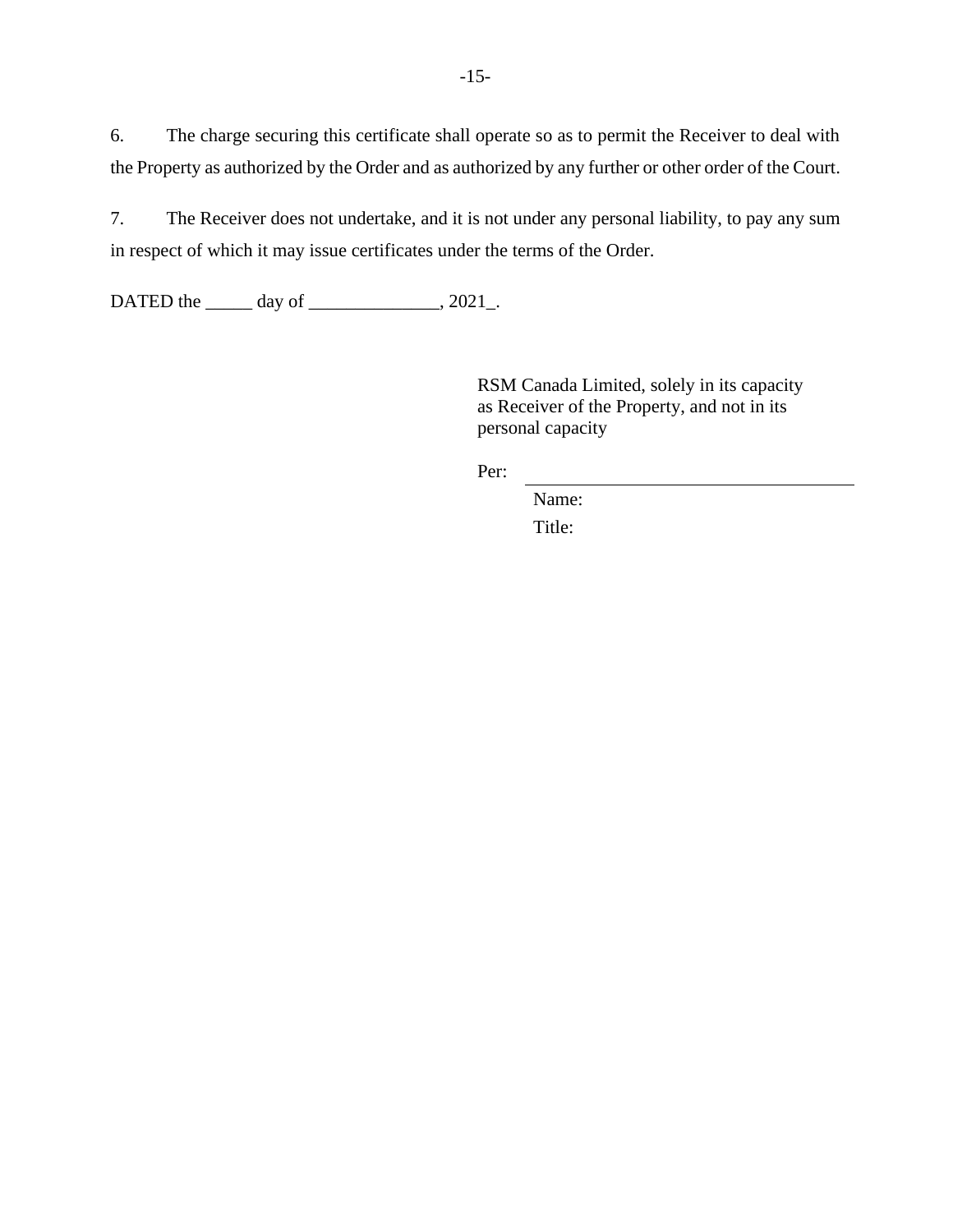6. The charge securing this certificate shall operate so as to permit the Receiver to deal with the Property as authorized by the Order and as authorized by any further or other order of the Court.

7. The Receiver does not undertake, and it is not under any personal liability, to pay any sum in respect of which it may issue certificates under the terms of the Order.

DATED the _____ day of ______________, 2021_.

RSM Canada Limited, solely in its capacity as Receiver of the Property, and not in its personal capacity

Per: ____________________________________

Name:

Title: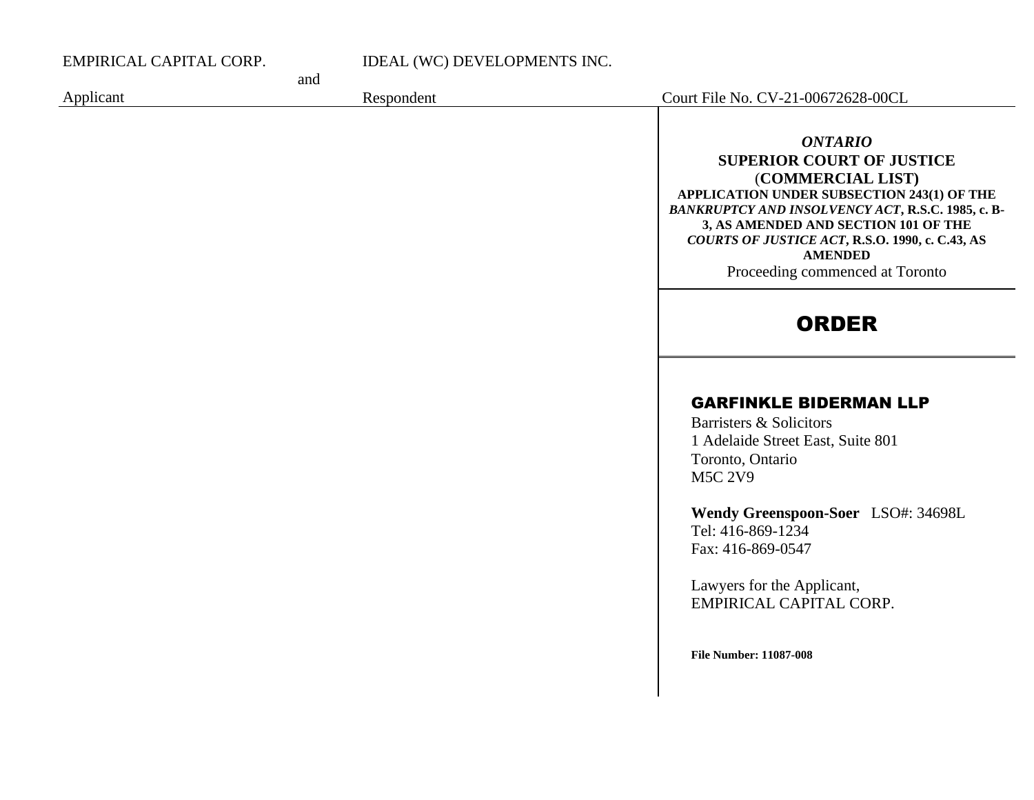EMPIRICAL CAPITAL CORP. and IDEAL (WC) DEVELOPMENTS INC.

Applicant — Respondent

Court File No. CV-21-00672628-00CL

***ONTARIO***

**SUPERIOR COURT OF JUSTICE**

(**COMMERCIAL LIST)**

**APPLICATION UNDER SUBSECTION 243(1) OF THE *BANKRUPTCY AND INSOLVENCY ACT*, R.S.C. 1985, c. B-3, AS AMENDED AND SECTION 101 OF THE *COURTS OF JUSTICE ACT*, R.S.O. 1990, c. C.43, AS AMENDED**

Proceeding commenced at Toronto

# ORDER

**GARFINKLE BIDERMAN LLP**

Barristers & Solicitors
1 Adelaide Street East, Suite 801
Toronto, Ontario
M5C 2V9

**Wendy Greenspoon-Soer** LSO#: 34698L
Tel: 416-869-1234
Fax: 416-869-0547

Lawyers for the Applicant,
EMPIRICAL CAPITAL CORP.

**File Number: 11087-008**